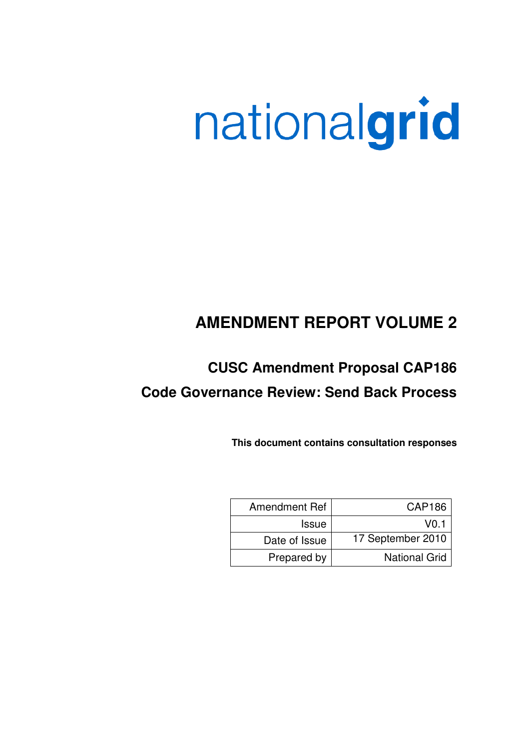nationalgrid

# AMENDMENT REPORT VOLUME 2

## CUSC Amendment Proposal CAP186

## Code Governance Review: Send Back Process

**This document contains consultation responses**

| | |
|---|---|
| Amendment Ref | CAP186 |
| Issue | V0.1 |
| Date of Issue | 17 September 2010 |
| Prepared by | National Grid |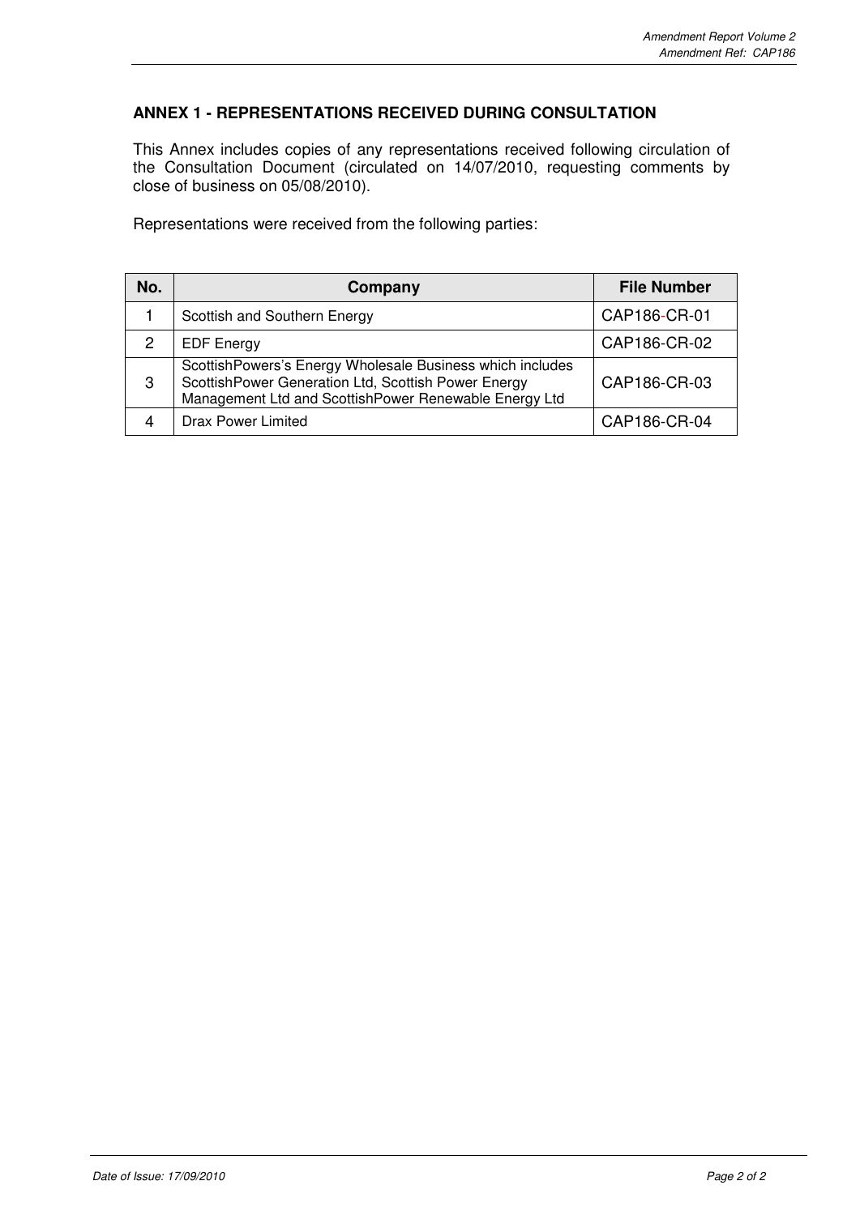## ANNEX 1 - REPRESENTATIONS RECEIVED DURING CONSULTATION

This Annex includes copies of any representations received following circulation of the Consultation Document (circulated on 14/07/2010, requesting comments by close of business on 05/08/2010).

Representations were received from the following parties:

| No. | Company | File Number |
|---|---|---|
| 1 | Scottish and Southern Energy | CAP186-CR-01 |
| 2 | EDF Energy | CAP186-CR-02 |
| 3 | ScottishPowers's Energy Wholesale Business which includes ScottishPower Generation Ltd, Scottish Power Energy Management Ltd and ScottishPower Renewable Energy Ltd | CAP186-CR-03 |
| 4 | Drax Power Limited | CAP186-CR-04 |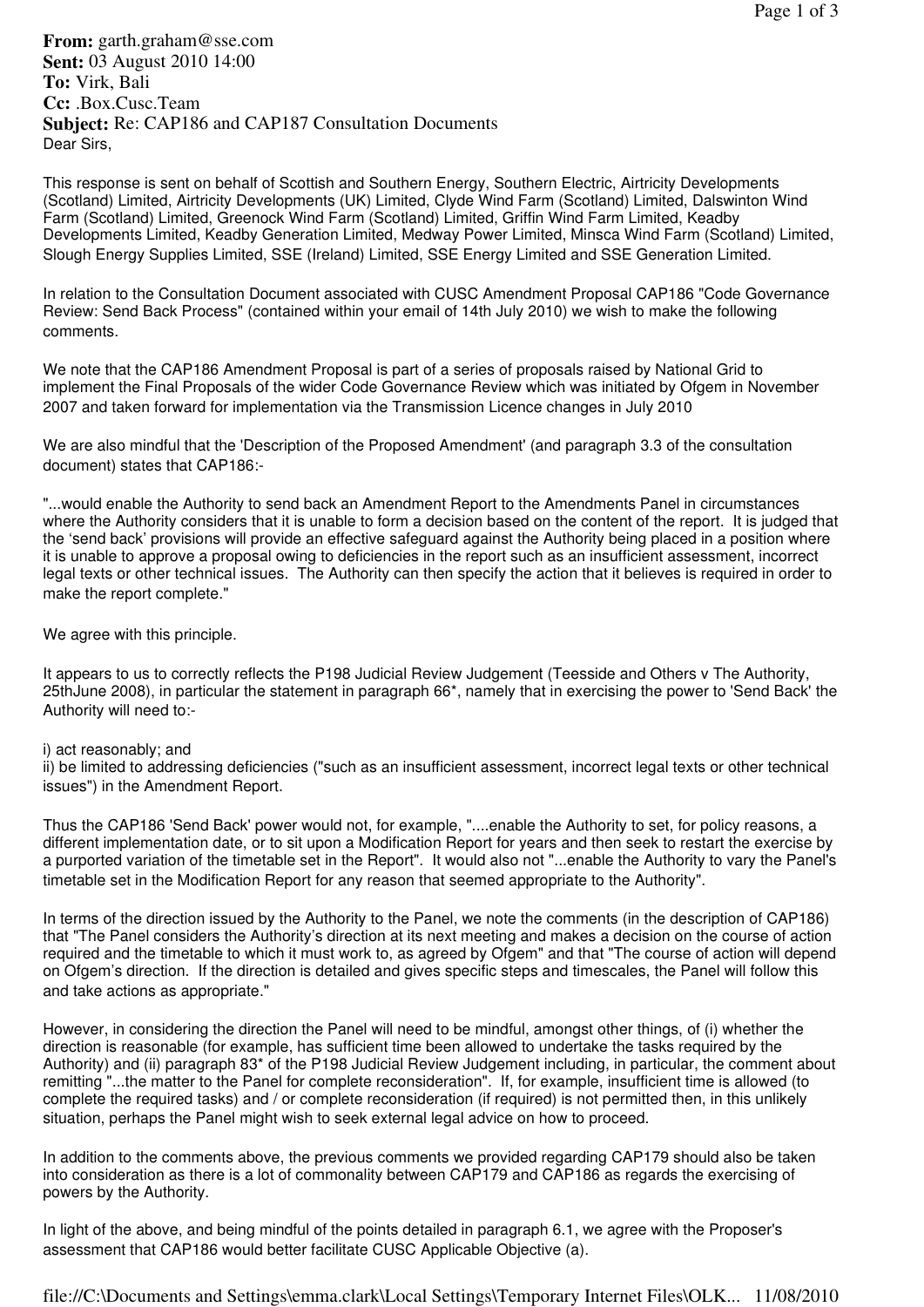**From:** garth.graham@sse.com
**Sent:** 03 August 2010 14:00
**To:** Virk, Bali
**Cc:** .Box.Cusc.Team
**Subject:** Re: CAP186 and CAP187 Consultation Documents

Dear Sirs,

This response is sent on behalf of Scottish and Southern Energy, Southern Electric, Airtricity Developments (Scotland) Limited, Airtricity Developments (UK) Limited, Clyde Wind Farm (Scotland) Limited, Dalswinton Wind Farm (Scotland) Limited, Greenock Wind Farm (Scotland) Limited, Griffin Wind Farm Limited, Keadby Developments Limited, Keadby Generation Limited, Medway Power Limited, Minsca Wind Farm (Scotland) Limited, Slough Energy Supplies Limited, SSE (Ireland) Limited, SSE Energy Limited and SSE Generation Limited.

In relation to the Consultation Document associated with CUSC Amendment Proposal CAP186 "Code Governance Review: Send Back Process" (contained within your email of 14th July 2010) we wish to make the following comments.

We note that the CAP186 Amendment Proposal is part of a series of proposals raised by National Grid to implement the Final Proposals of the wider Code Governance Review which was initiated by Ofgem in November 2007 and taken forward for implementation via the Transmission Licence changes in July 2010

We are also mindful that the 'Description of the Proposed Amendment' (and paragraph 3.3 of the consultation document) states that CAP186:-

"...would enable the Authority to send back an Amendment Report to the Amendments Panel in circumstances where the Authority considers that it is unable to form a decision based on the content of the report. It is judged that the 'send back' provisions will provide an effective safeguard against the Authority being placed in a position where it is unable to approve a proposal owing to deficiencies in the report such as an insufficient assessment, incorrect legal texts or other technical issues. The Authority can then specify the action that it believes is required in order to make the report complete."

We agree with this principle.

It appears to us to correctly reflects the P198 Judicial Review Judgement (Teesside and Others v The Authority, 25thJune 2008), in particular the statement in paragraph 66*, namely that in exercising the power to 'Send Back' the Authority will need to:-

i) act reasonably; and
ii) be limited to addressing deficiencies ("such as an insufficient assessment, incorrect legal texts or other technical issues") in the Amendment Report.

Thus the CAP186 'Send Back' power would not, for example, "....enable the Authority to set, for policy reasons, a different implementation date, or to sit upon a Modification Report for years and then seek to restart the exercise by a purported variation of the timetable set in the Report". It would also not "...enable the Authority to vary the Panel's timetable set in the Modification Report for any reason that seemed appropriate to the Authority".

In terms of the direction issued by the Authority to the Panel, we note the comments (in the description of CAP186) that "The Panel considers the Authority's direction at its next meeting and makes a decision on the course of action required and the timetable to which it must work to, as agreed by Ofgem" and that "The course of action will depend on Ofgem's direction. If the direction is detailed and gives specific steps and timescales, the Panel will follow this and take actions as appropriate."

However, in considering the direction the Panel will need to be mindful, amongst other things, of (i) whether the direction is reasonable (for example, has sufficient time been allowed to undertake the tasks required by the Authority) and (ii) paragraph 83* of the P198 Judicial Review Judgement including, in particular, the comment about remitting "...the matter to the Panel for complete reconsideration". If, for example, insufficient time is allowed (to complete the required tasks) and / or complete reconsideration (if required) is not permitted then, in this unlikely situation, perhaps the Panel might wish to seek external legal advice on how to proceed.

In addition to the comments above, the previous comments we provided regarding CAP179 should also be taken into consideration as there is a lot of commonality between CAP179 and CAP186 as regards the exercising of powers by the Authority.

In light of the above, and being mindful of the points detailed in paragraph 6.1, we agree with the Proposer's assessment that CAP186 would better facilitate CUSC Applicable Objective (a).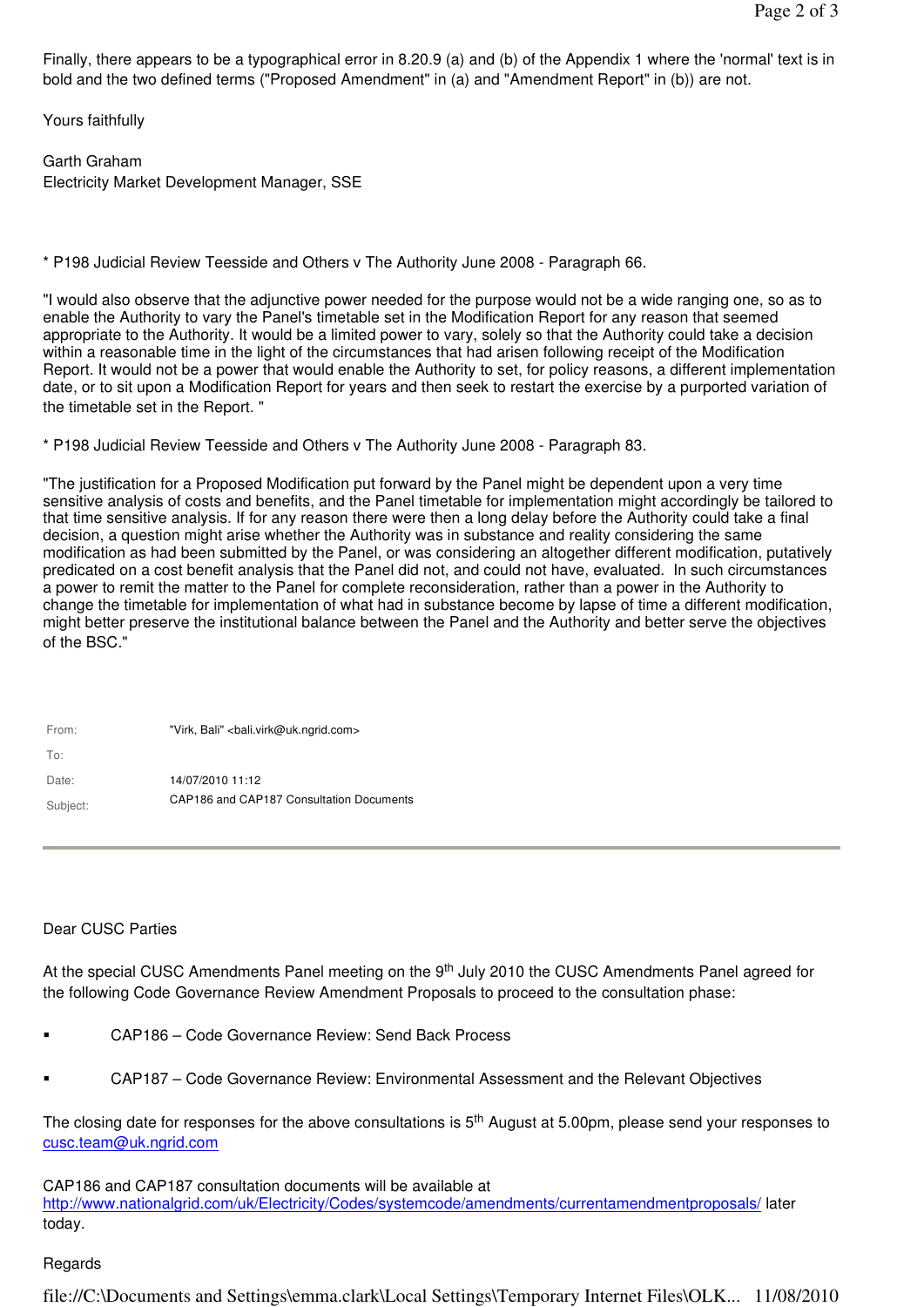Finally, there appears to be a typographical error in 8.20.9 (a) and (b) of the Appendix 1 where the 'normal' text is in bold and the two defined terms ("Proposed Amendment" in (a) and "Amendment Report" in (b)) are not.

Yours faithfully

Garth Graham
Electricity Market Development Manager, SSE

* P198 Judicial Review Teesside and Others v The Authority June 2008 - Paragraph 66.

"I would also observe that the adjunctive power needed for the purpose would not be a wide ranging one, so as to enable the Authority to vary the Panel's timetable set in the Modification Report for any reason that seemed appropriate to the Authority. It would be a limited power to vary, solely so that the Authority could take a decision within a reasonable time in the light of the circumstances that had arisen following receipt of the Modification Report. It would not be a power that would enable the Authority to set, for policy reasons, a different implementation date, or to sit upon a Modification Report for years and then seek to restart the exercise by a purported variation of the timetable set in the Report. "

* P198 Judicial Review Teesside and Others v The Authority June 2008 - Paragraph 83.

"The justification for a Proposed Modification put forward by the Panel might be dependent upon a very time sensitive analysis of costs and benefits, and the Panel timetable for implementation might accordingly be tailored to that time sensitive analysis. If for any reason there were then a long delay before the Authority could take a final decision, a question might arise whether the Authority was in substance and reality considering the same modification as had been submitted by the Panel, or was considering an altogether different modification, putatively predicated on a cost benefit analysis that the Panel did not, and could not have, evaluated. In such circumstances a power to remit the matter to the Panel for complete reconsideration, rather than a power in the Authority to change the timetable for implementation of what had in substance become by lapse of time a different modification, might better preserve the institutional balance between the Panel and the Authority and better serve the objectives of the BSC."

| | |
|---|---|
| From: | "Virk, Bali" <bali.virk@uk.ngrid.com> |
| To: | |
| Date: | 14/07/2010 11:12 |
| Subject: | CAP186 and CAP187 Consultation Documents |

---

Dear CUSC Parties

At the special CUSC Amendments Panel meeting on the 9th July 2010 the CUSC Amendments Panel agreed for the following Code Governance Review Amendment Proposals to proceed to the consultation phase:

- CAP186 – Code Governance Review: Send Back Process
- CAP187 – Code Governance Review: Environmental Assessment and the Relevant Objectives

The closing date for responses for the above consultations is 5th August at 5.00pm, please send your responses to cusc.team@uk.ngrid.com

CAP186 and CAP187 consultation documents will be available at http://www.nationalgrid.com/uk/Electricity/Codes/systemcode/amendments/currentamendmentproposals/ later today.

Regards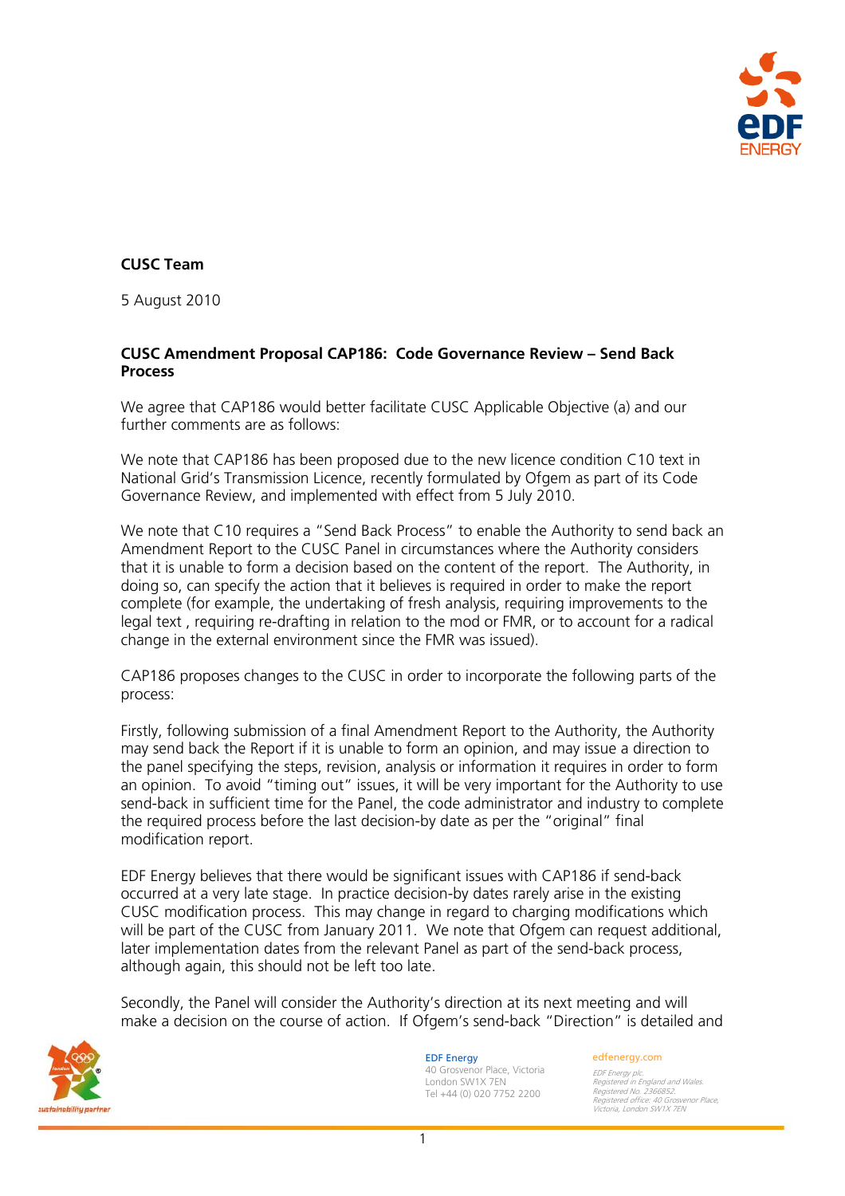**CUSC Team**

5 August 2010

**CUSC Amendment Proposal CAP186: Code Governance Review – Send Back Process**

We agree that CAP186 would better facilitate CUSC Applicable Objective (a) and our further comments are as follows:

We note that CAP186 has been proposed due to the new licence condition C10 text in National Grid's Transmission Licence, recently formulated by Ofgem as part of its Code Governance Review, and implemented with effect from 5 July 2010.

We note that C10 requires a "Send Back Process" to enable the Authority to send back an Amendment Report to the CUSC Panel in circumstances where the Authority considers that it is unable to form a decision based on the content of the report. The Authority, in doing so, can specify the action that it believes is required in order to make the report complete (for example, the undertaking of fresh analysis, requiring improvements to the legal text , requiring re-drafting in relation to the mod or FMR, or to account for a radical change in the external environment since the FMR was issued).

CAP186 proposes changes to the CUSC in order to incorporate the following parts of the process:

Firstly, following submission of a final Amendment Report to the Authority, the Authority may send back the Report if it is unable to form an opinion, and may issue a direction to the panel specifying the steps, revision, analysis or information it requires in order to form an opinion. To avoid "timing out" issues, it will be very important for the Authority to use send-back in sufficient time for the Panel, the code administrator and industry to complete the required process before the last decision-by date as per the "original" final modification report.

EDF Energy believes that there would be significant issues with CAP186 if send-back occurred at a very late stage. In practice decision-by dates rarely arise in the existing CUSC modification process. This may change in regard to charging modifications which will be part of the CUSC from January 2011. We note that Ofgem can request additional, later implementation dates from the relevant Panel as part of the send-back process, although again, this should not be left too late.

Secondly, the Panel will consider the Authority's direction at its next meeting and will make a decision on the course of action. If Ofgem's send-back "Direction" is detailed and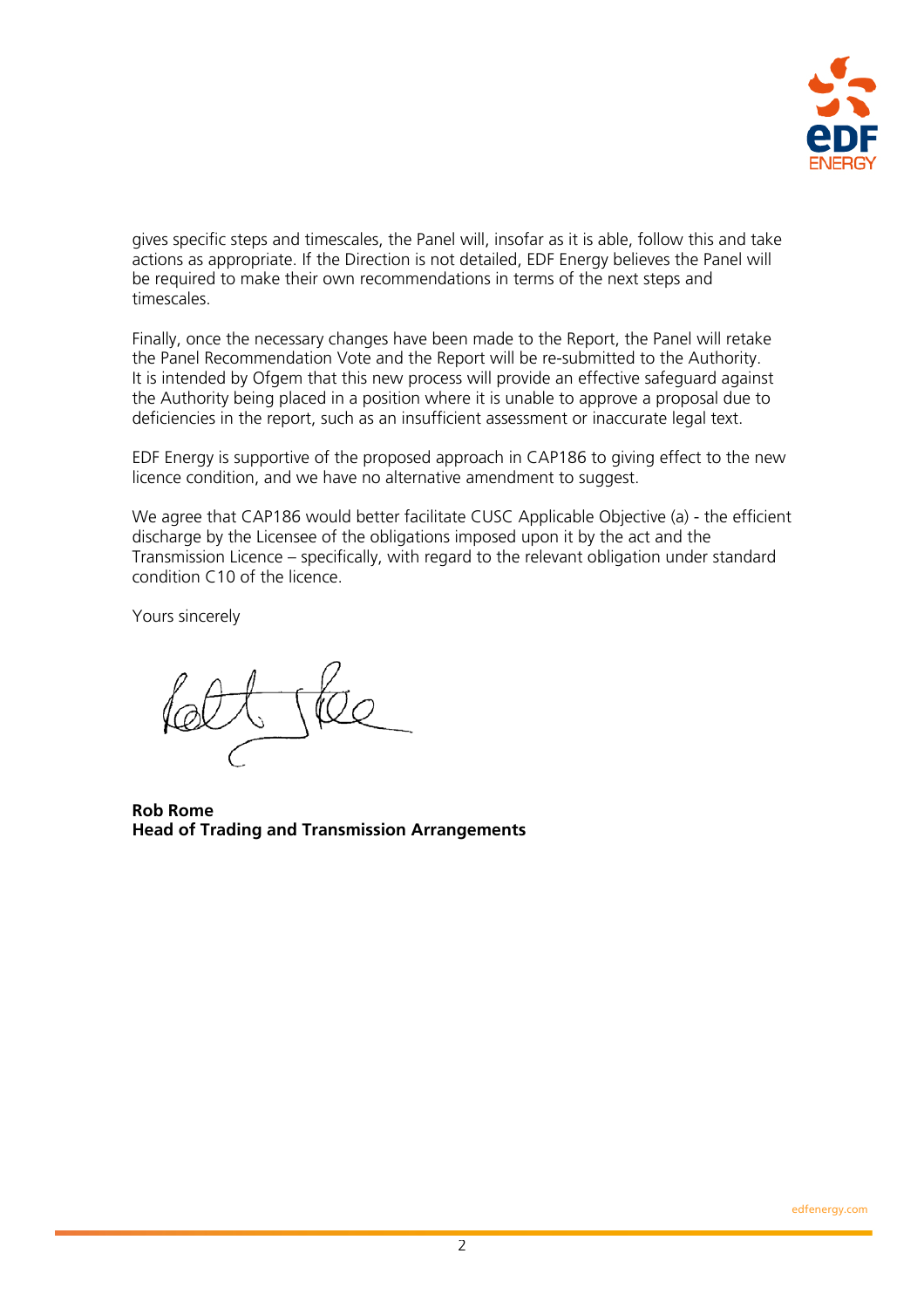gives specific steps and timescales, the Panel will, insofar as it is able, follow this and take actions as appropriate. If the Direction is not detailed, EDF Energy believes the Panel will be required to make their own recommendations in terms of the next steps and timescales.

Finally, once the necessary changes have been made to the Report, the Panel will retake the Panel Recommendation Vote and the Report will be re-submitted to the Authority. It is intended by Ofgem that this new process will provide an effective safeguard against the Authority being placed in a position where it is unable to approve a proposal due to deficiencies in the report, such as an insufficient assessment or inaccurate legal text.

EDF Energy is supportive of the proposed approach in CAP186 to giving effect to the new licence condition, and we have no alternative amendment to suggest.

We agree that CAP186 would better facilitate CUSC Applicable Objective (a) - the efficient discharge by the Licensee of the obligations imposed upon it by the act and the Transmission Licence – specifically, with regard to the relevant obligation under standard condition C10 of the licence.

Yours sincerely

**Rob Rome**
**Head of Trading and Transmission Arrangements**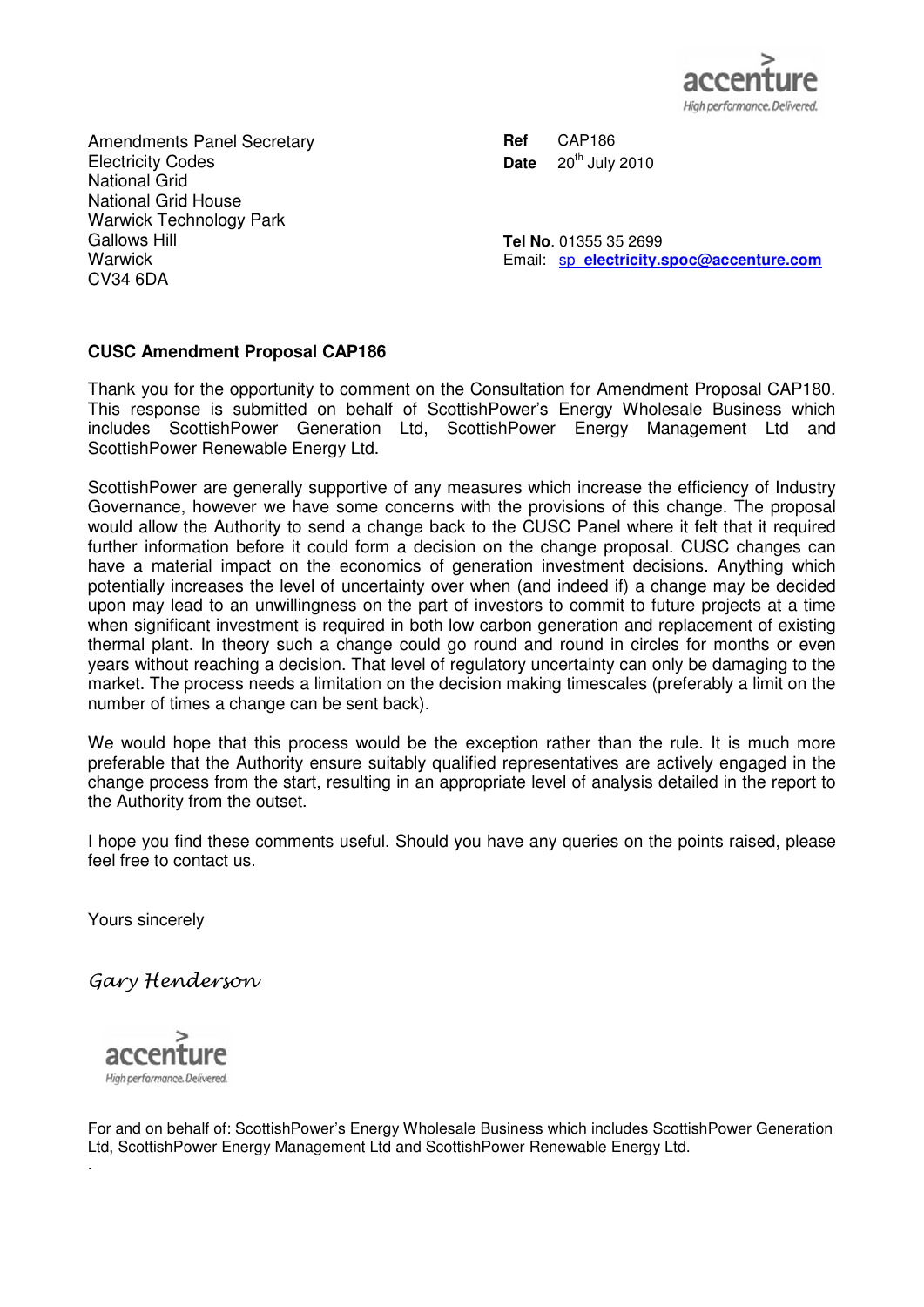Amendments Panel Secretary
Electricity Codes
National Grid
National Grid House
Warwick Technology Park
Gallows Hill
Warwick
CV34 6DA

**Ref** CAP186
**Date** 20th July 2010

**Tel No**. 01355 35 2699
Email: sp_electricity.spoc@accenture.com

**CUSC Amendment Proposal CAP186**

Thank you for the opportunity to comment on the Consultation for Amendment Proposal CAP180. This response is submitted on behalf of ScottishPower's Energy Wholesale Business which includes ScottishPower Generation Ltd, ScottishPower Energy Management Ltd and ScottishPower Renewable Energy Ltd.

ScottishPower are generally supportive of any measures which increase the efficiency of Industry Governance, however we have some concerns with the provisions of this change. The proposal would allow the Authority to send a change back to the CUSC Panel where it felt that it required further information before it could form a decision on the change proposal. CUSC changes can have a material impact on the economics of generation investment decisions. Anything which potentially increases the level of uncertainty over when (and indeed if) a change may be decided upon may lead to an unwillingness on the part of investors to commit to future projects at a time when significant investment is required in both low carbon generation and replacement of existing thermal plant. In theory such a change could go round and round in circles for months or even years without reaching a decision. That level of regulatory uncertainty can only be damaging to the market. The process needs a limitation on the decision making timescales (preferably a limit on the number of times a change can be sent back).

We would hope that this process would be the exception rather than the rule. It is much more preferable that the Authority ensure suitably qualified representatives are actively engaged in the change process from the start, resulting in an appropriate level of analysis detailed in the report to the Authority from the outset.

I hope you find these comments useful. Should you have any queries on the points raised, please feel free to contact us.

Yours sincerely

*Gary Henderson*

For and on behalf of: ScottishPower's Energy Wholesale Business which includes ScottishPower Generation Ltd, ScottishPower Energy Management Ltd and ScottishPower Renewable Energy Ltd.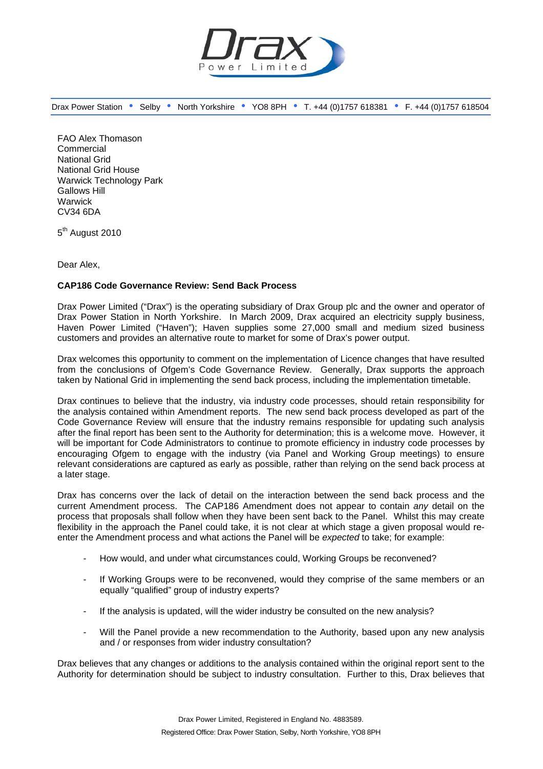Drax Power Station • Selby • North Yorkshire • YO8 8PH • T. +44 (0)1757 618381 • F. +44 (0)1757 618504

FAO Alex Thomason
Commercial
National Grid
National Grid House
Warwick Technology Park
Gallows Hill
Warwick
CV34 6DA

5th August 2010

Dear Alex,

**CAP186 Code Governance Review: Send Back Process**

Drax Power Limited ("Drax") is the operating subsidiary of Drax Group plc and the owner and operator of Drax Power Station in North Yorkshire. In March 2009, Drax acquired an electricity supply business, Haven Power Limited ("Haven"); Haven supplies some 27,000 small and medium sized business customers and provides an alternative route to market for some of Drax's power output.

Drax welcomes this opportunity to comment on the implementation of Licence changes that have resulted from the conclusions of Ofgem's Code Governance Review. Generally, Drax supports the approach taken by National Grid in implementing the send back process, including the implementation timetable.

Drax continues to believe that the industry, via industry code processes, should retain responsibility for the analysis contained within Amendment reports. The new send back process developed as part of the Code Governance Review will ensure that the industry remains responsible for updating such analysis after the final report has been sent to the Authority for determination; this is a welcome move. However, it will be important for Code Administrators to continue to promote efficiency in industry code processes by encouraging Ofgem to engage with the industry (via Panel and Working Group meetings) to ensure relevant considerations are captured as early as possible, rather than relying on the send back process at a later stage.

Drax has concerns over the lack of detail on the interaction between the send back process and the current Amendment process. The CAP186 Amendment does not appear to contain *any* detail on the process that proposals shall follow when they have been sent back to the Panel. Whilst this may create flexibility in the approach the Panel could take, it is not clear at which stage a given proposal would re-enter the Amendment process and what actions the Panel will be *expected* to take; for example:

- How would, and under what circumstances could, Working Groups be reconvened?
- If Working Groups were to be reconvened, would they comprise of the same members or an equally "qualified" group of industry experts?
- If the analysis is updated, will the wider industry be consulted on the new analysis?
- Will the Panel provide a new recommendation to the Authority, based upon any new analysis and / or responses from wider industry consultation?

Drax believes that any changes or additions to the analysis contained within the original report sent to the Authority for determination should be subject to industry consultation. Further to this, Drax believes that

Drax Power Limited, Registered in England No. 4883589.
Registered Office: Drax Power Station, Selby, North Yorkshire, YO8 8PH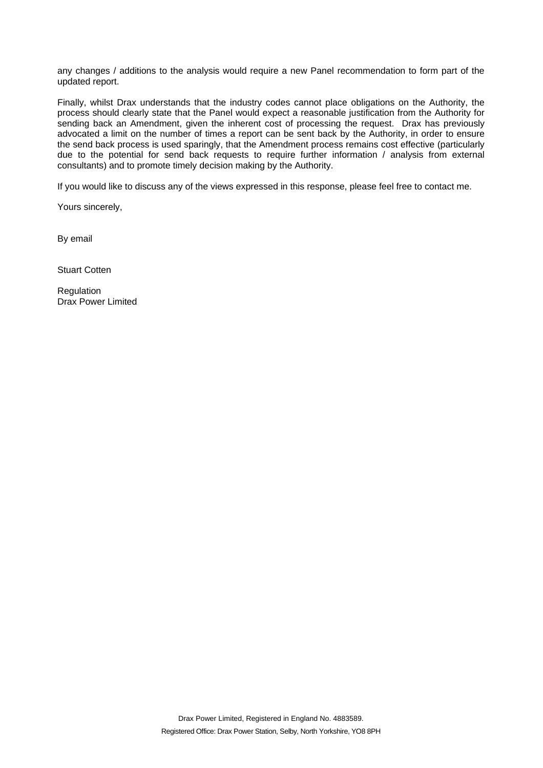any changes / additions to the analysis would require a new Panel recommendation to form part of the updated report.

Finally, whilst Drax understands that the industry codes cannot place obligations on the Authority, the process should clearly state that the Panel would expect a reasonable justification from the Authority for sending back an Amendment, given the inherent cost of processing the request. Drax has previously advocated a limit on the number of times a report can be sent back by the Authority, in order to ensure the send back process is used sparingly, that the Amendment process remains cost effective (particularly due to the potential for send back requests to require further information / analysis from external consultants) and to promote timely decision making by the Authority.

If you would like to discuss any of the views expressed in this response, please feel free to contact me.

Yours sincerely,

By email

Stuart Cotten

Regulation
Drax Power Limited

Drax Power Limited, Registered in England No. 4883589.
Registered Office: Drax Power Station, Selby, North Yorkshire, YO8 8PH